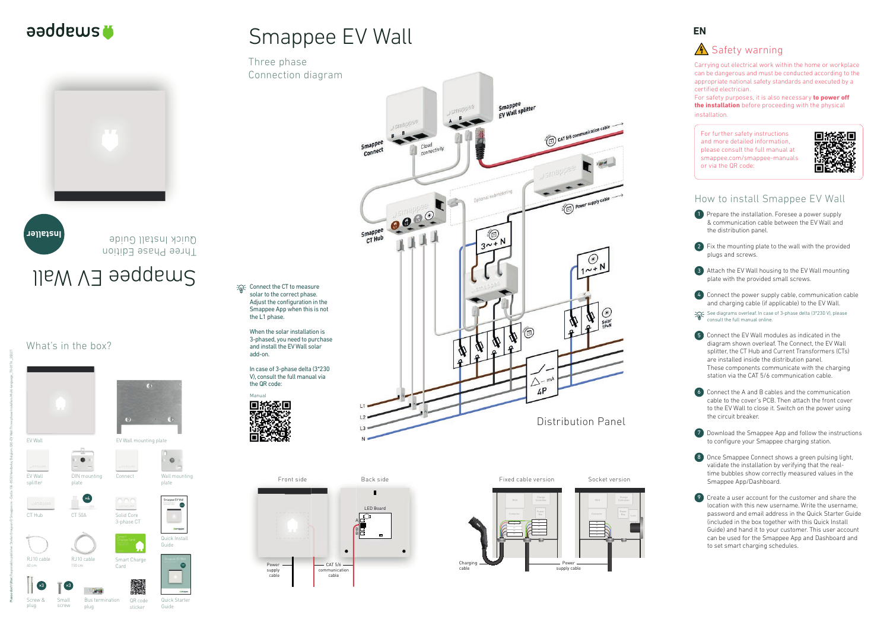# Smappee EV Wall

Three phase
Connection diagram

Smappee EV Wall

Three Phase Edition

Quick Install Guide

Installer

## What's in the box?

- EV Wall
- EV Wall mounting plate
- EV Wall splitter
- DIN mounting plate
- Connect
- Wall mounting plate
- CT Hub
- CT 50A ×4
- Solid Core 3-phase CT
- Quick Install Guide
- RJ10 cable 40 cm
- RJ10 cable 150 cm
- Smart Charge Card
- Screw & plug ×3
- Small screw ×3
- Bus termination plug
- QR code sticker
- Quick Starter Guide

Connect the CT to measure solar to the correct phase. Adjust the configuration in the Smappee App when this is not the L1 phase.

When the solar installation is 3-phased, you need to purchase and install the EV Wall solar add-on.

In case of 3-phase delta (3*230 V), consult the full manual via the QR code:

Manual

Smappee Connect
Cloud connectivity
Smappee EV Wall splitter
CAT 5/6 communication cable
Smappee CT Hub
Optional submetering
Power supply cable
3~+ N
1~+ N
Solar 1PhN
4P
Distribution Panel
L1
L2
L3
N

Front side
Back side
LED Board
Power supply cable
CAT 5/6 communication cable

Fixed cable version
Socket version
Charging cable
Power supply cable

## EN

### Safety warning

Carrying out electrical work within the home or workplace can be dangerous and must be conducted according to the appropriate national safety standards and executed by a certified electrician.
For safety purposes, it is also necessary **to power off the installation** before proceeding with the physical installation.

For further safety instructions and more detailed information, please consult the full manual at smappee.com/smappee-manuals or via the QR code:

### How to install Smappee EV Wall

1. Prepare the installation. Foresee a power supply & communication cable between the EV Wall and the distribution panel.
2. Fix the mounting plate to the wall with the provided plugs and screws.
3. Attach the EV Wall housing to the EV Wall mounting plate with the provided small screws.
4. Connect the power supply cable, communication cable and charging cable (if applicable) to the EV Wall.
   See diagrams overleaf. In case of 3-phase delta (3*230 V), please consult the full manual online.
5. Connect the EV Wall modules as indicated in the diagram shown overleaf. The Connect, the EV Wall splitter, the CT Hub and Current Transformers (CTs) are installed inside the distribution panel.
   These components communicate with the charging station via the CAT 5/6 communication cable.
6. Connect the A and B cables and the communication cable to the cover's PCB. Then attach the front cover to the EV Wall to close it. Switch on the power using the circuit breaker.
7. Download the Smappee App and follow the instructions to configure your Smappee charging station.
8. Once Smappee Connect shows a green pulsing light, validate the installation by verifying that the real-time bubbles show correctly measured values in the Smappee App/Dashboard.
9. Create a user account for the customer and share the location with this new username. Write the username, password and email address in the Quick Starter Guide (included in the box together with this Quick Install Guide) and hand it to your customer. This user account can be used for the Smappee App and Dashboard and to set smart charging schedules.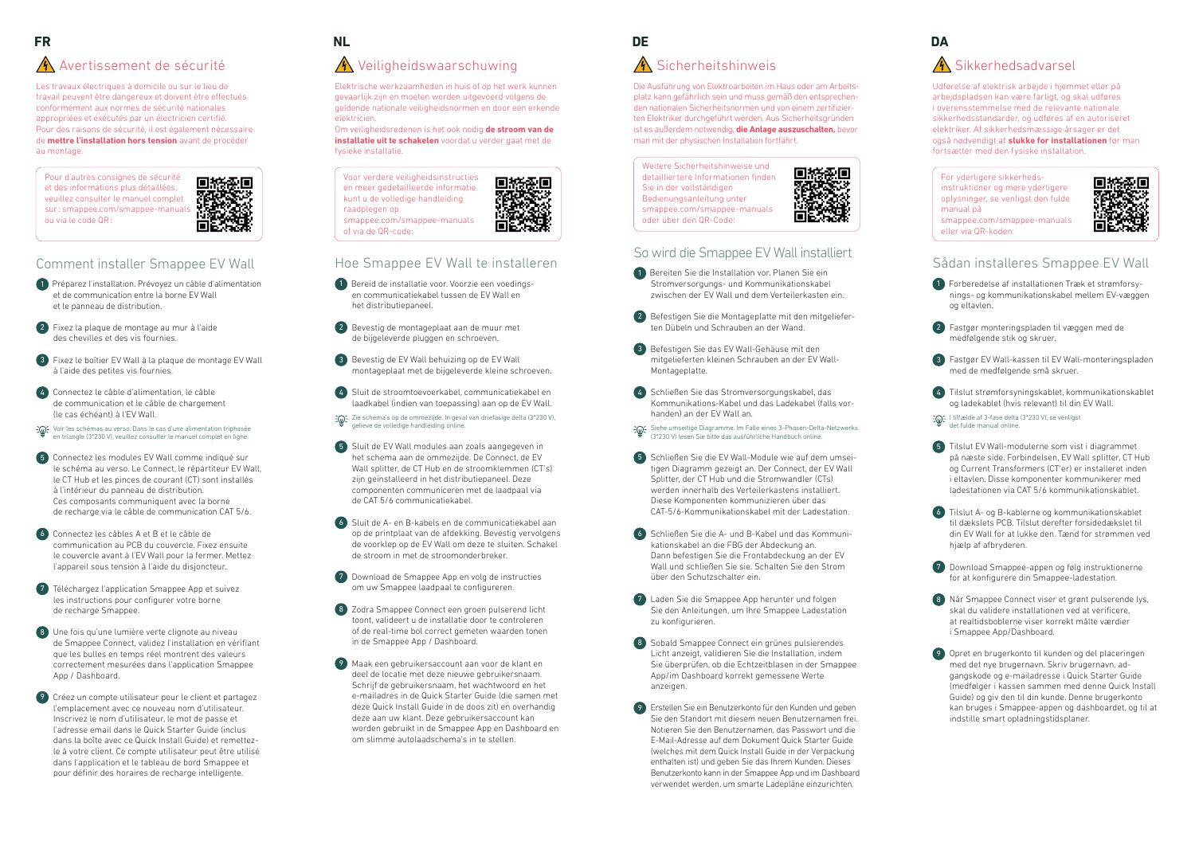## FR

### ⚠ Avertissement de sécurité

Les travaux électriques à domicile ou sur le lieu de travail peuvent être dangereux et doivent être effectués conformément aux normes de sécurité nationales appropriées et exécutés par un électricien certifié. Pour des raisons de sécurité, il est également nécessaire de **mettre l'installation hors tension** avant de procéder au montage.

Pour d'autres consignes de sécurité et des informations plus détaillées, veuillez consulter le manuel complet sur : smappee.com/smappee-manuals ou via le code QR :

### Comment installer Smappee EV Wall

1. Préparez l'installation. Prévoyez un câble d'alimentation et de communication entre la borne EV Wall et le panneau de distribution.
2. Fixez la plaque de montage au mur à l'aide des chevilles et des vis fournies.
3. Fixez le boîtier EV Wall à la plaque de montage EV Wall à l'aide des petites vis fournies.
4. Connectez le câble d'alimentation, le câble de communication et le câble de chargement (le cas échéant) à l'EV Wall.

   Voir les schémas au verso. Dans le cas d'une alimentation triphasée en triangle (3*230 V), veuillez consulter le manuel complet en ligne.
5. Connectez les modules EV Wall comme indiqué sur le schéma au verso. Le Connect, le répartiteur EV Wall, le CT Hub et les pinces de courant (CT) sont installés à l'intérieur du panneau de distribution. Ces composants communiquent avec la borne de recharge via le câble de communication CAT 5/6.
6. Connectez les câbles A et B et le câble de communication au PCB du couvercle. Fixez ensuite le couvercle avant à l'EV Wall pour la fermer. Mettez l'appareil sous tension à l'aide du disjoncteur.
7. Téléchargez l'application Smappee App et suivez les instructions pour configurer votre borne de recharge Smappee.
8. Une fois qu'une lumière verte clignote au niveau de Smappee Connect, validez l'installation en vérifiant que les bulles en temps réel montrent des valeurs correctement mesurées dans l'application Smappee App / Dashboard.
9. Créez un compte utilisateur pour le client et partagez l'emplacement avec ce nouveau nom d'utilisateur. Inscrivez le nom d'utilisateur, le mot de passe et l'adresse email dans le Quick Starter Guide (inclus dans la boîte avec ce Quick Install Guide) et remettez-le à votre client. Ce compte utilisateur peut être utilisé dans l'application et le tableau de bord Smappee et pour définir des horaires de recharge intelligente.

## NL

### ⚠ Veiligheidswaarschuwing

Elektrische werkzaamheden in huis of op het werk kunnen gevaarlijk zijn en moeten worden uitgevoerd volgens de geldende nationale veiligheidsnormen en door een erkende elektricien.
Om veiligheidsredenen is het ook nodig **de stroom van de installatie uit te schakelen** voordat u verder gaat met de fysieke installatie.

Voor verdere veiligheidsinstructies en meer gedetailleerde informatie kunt u de volledige handleiding raadplegen op smappee.com/smappee-manuals of via de QR-code:

### Hoe Smappee EV Wall te installeren

1. Bereid de installatie voor. Voorzie een voedings- en communicatiekabel tussen de EV Wall en het distributiepaneel.
2. Bevestig de montageplaat aan de muur met de bijgeleverde pluggen en schroeven.
3. Bevestig de EV Wall behuizing op de EV Wall montageplaat met de bijgeleverde kleine schroeven.
4. Sluit de stroomtoevoerkabel, communicatiekabel en laadkabel (indien van toepassing) aan op de EV Wall.

   Zie schema's op de ommezijde. In geval van driefasige delta (3*230 V), gelieve de volledige handleiding online.
5. Sluit de EV Wall modules aan zoals aangegeven in het schema aan de ommezijde. De Connect, de EV Wall splitter, de CT Hub en de stroomklemmen (CT's) zijn geïnstalleerd in het distributiepaneel. Deze componenten communiceren met de laadpaal via de CAT 5/6 communicatiekabel.
6. Sluit de A- en B-kabels en de communicatiekabel aan op de printplaat van de afdekking. Bevestig vervolgens de voorklep op de EV Wall om deze te sluiten. Schakel de stroom in met de stroomonderbreker.
7. Download de Smappee App en volg de instructies om uw Smappee laadpaal te configureren.
8. Zodra Smappee Connect een groen pulserend licht toont, valideert u de installatie door te controleren of de real-time bol correct gemeten waarden tonen in de Smappee App / Dashboard.
9. Maak een gebruikersaccount aan voor de klant en deel de locatie met deze nieuwe gebruikersnaam. Schrijf de gebruikersnaam, het wachtwoord en het e-mailadres in de Quick Starter Guide (die samen met deze Quick Install Guide in de doos zit) en overhandig deze aan uw klant. Deze gebruikersaccount kan worden gebruikt in de Smappee App en Dashboard en om slimme autolaadschema's in te stellen.

## DE

### ⚠ Sicherheitshinweis

Die Ausführung von Elektroarbeiten im Haus oder am Arbeitsplatz kann gefährlich sein und muss gemäß den entsprechenden nationalen Sicherheitsnormen und von einem zertifizierten Elektriker durchgeführt werden. Aus Sicherheitsgründen ist es außerdem notwendig, **die Anlage auszuschalten,** bevor man mit der physischen Installation fortfährt.

Weitere Sicherheitshinweise und detailliertere Informationen finden Sie in der vollständigen Bedienungsanleitung unter smappee.com/smappee-manuals oder über den QR-Code:

### So wird die Smappee EV Wall installiert

1. Bereiten Sie die Installation vor. Planen Sie ein Stromversorgungs- und Kommunikationskabel zwischen der EV Wall und dem Verteilerkasten ein.
2. Befestigen Sie die Montageplatte mit den mitgelieferten Dübeln und Schrauben an der Wand.
3. Befestigen Sie das EV Wall-Gehäuse mit den mitgelieferten kleinen Schrauben an der EV Wall-Montageplatte.
4. Schließen Sie das Stromversorgungskabel, das Kommunikations-Kabel und das Ladekabel (falls vorhanden) an der EV Wall an.

   Siehe umseitige Diagramme. Im Falle eines 3-Phasen-Delta-Netzwerks (3*230 V) lesen Sie bitte das ausführliche Handbuch online.
5. Schließen Sie die EV Wall-Module wie auf dem umseitigen Diagramm gezeigt an. Der Connect, der EV Wall Splitter, der CT Hub und die Stromwandler (CTs) werden innerhalb des Verteilerkastens installiert. Diese Komponenten kommunizieren über das CAT-5/6-Kommunikationskabel mit der Ladestation.
6. Schließen Sie die A- und B-Kabel und das Kommunikationskabel an die FBG der Abdeckung an. Dann befestigen Sie die Frontabdeckung an der EV Wall und schließen Sie sie. Schalten Sie den Strom über den Schutzschalter ein.
7. Laden Sie die Smappee App herunter und folgen Sie den Anleitungen, um Ihre Smappee Ladestation zu konfigurieren.
8. Sobald Smappee Connect ein grünes pulsierendes Licht anzeigt, validieren Sie die Installation, indem Sie überprüfen, ob die Echtzeitblasen in der Smappee App/im Dashboard korrekt gemessene Werte anzeigen.
9. Erstellen Sie ein Benutzerkonto für den Kunden und geben Sie den Standort mit diesem neuen Benutzernamen frei. Notieren Sie den Benutzernamen, das Passwort und die E-Mail-Adresse auf dem Dokument Quick Starter Guide (welches mit dem Quick Install Guide in der Verpackung enthalten ist) und geben Sie das Ihrem Kunden. Dieses Benutzerkonto kann in der Smappee App und im Dashboard verwendet werden, um smarte Ladepläne einzurichten.

## DA

### ⚠ Sikkerhedsadvarsel

Udførelse af elektrisk arbejde i hjemmet eller på arbejdspladsen kan være farligt, og skal udføres i overensstemmelse med de relevante nationale sikkerhedsstandarder, og udføres af en autoriseret elektriker. Af sikkerhedsmæssige årsager er det også nødvendigt at **slukke for installationen** før man fortsætter med den fysiske installation.

For yderligere sikkerhedsinstruktioner og mere yderligere oplysninger, se venligst den fulde manual på smappee.com/smappee-manuals eller via QR-koden:

### Sådan installeres Smappee EV Wall

1. Forberedelse af installationen Træk et strømforsynings- og kommunikationskabel mellem EV-væggen og eltavlen.
2. Fastgør monteringspladen til væggen med de medfølgende stik og skruer.
3. Fastgør EV Wall-kassen til EV Wall-monteringspladen med de medfølgende små skruer.
4. Tilslut strømforsyningskablet, kommunikationskablet og ladekablet (hvis relevant) til din EV Wall.

   I tilfælde af 3-fase delta (3*230 V), se venligst det fulde manual online.
5. Tilslut EV Wall-modulerne som vist i diagrammet på næste side. Forbindelsen, EV Wall splitter, CT Hub og Current Transformers (CT'er) er installeret inden i eltavlen. Disse komponenter kommunikerer med ladestationen via CAT 5/6 kommunikationskablet.
6. Tilslut A- og B-kablerne og kommunikationskablet til dækslets PCB. Tilslut derefter forsidedækslet til din EV Wall for at lukke den. Tænd for strømmen ved hjælp af afbryderen.
7. Download Smappee-appen og følg instruktionerne for at konfigurere din Smappee-ladestation.
8. Når Smappee Connect viser et grønt pulserende lys, skal du validere installationen ved at verificere, at realtidsboblerne viser korrekt målte værdier i Smappee App/Dashboard.
9. Opret en brugerkonto til kunden og del placeringen med det nye brugernavn. Skriv brugernavn, adgangskode og e-mailadresse i Quick Starter Guide (medfølger i kassen sammen med denne Quick Install Guide) og giv den til din kunde. Denne brugerkonto kan bruges i Smappee-appen og dashboardet, og til at indstille smart opladningstidsplaner.